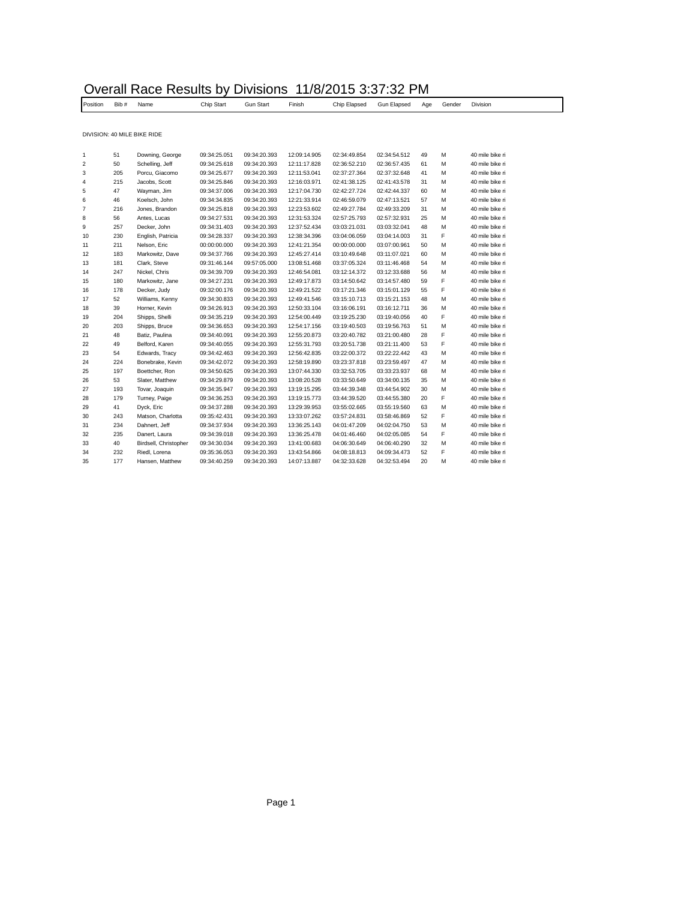# Overall Race Results by Divisions 11/8/2015 3:37:32 PM

DIVISION: 40 MILE BIKE RIDE

| Position | Bib # | Name | Chip Start | Gun Start | Finish | Chip Elapsed | Gun Elapsed | Age | Gender | Division |
|---|---|---|---|---|---|---|---|---|---|---|
| 1 | 51 | Downing, George | 09:34:25.051 | 09:34:20.393 | 12:09:14.905 | 02:34:49.854 | 02:34:54.512 | 49 | M | 40 mile bike ri |
| 2 | 50 | Schelling, Jeff | 09:34:25.618 | 09:34:20.393 | 12:11:17.828 | 02:36:52.210 | 02:36:57.435 | 61 | M | 40 mile bike ri |
| 3 | 205 | Porcu, Giacomo | 09:34:25.677 | 09:34:20.393 | 12:11:53.041 | 02:37:27.364 | 02:37:32.648 | 41 | M | 40 mile bike ri |
| 4 | 215 | Jacobs, Scott | 09:34:25.846 | 09:34:20.393 | 12:16:03.971 | 02:41:38.125 | 02:41:43.578 | 31 | M | 40 mile bike ri |
| 5 | 47 | Wayman, Jim | 09:34:37.006 | 09:34:20.393 | 12:17:04.730 | 02:42:27.724 | 02:42:44.337 | 60 | M | 40 mile bike ri |
| 6 | 46 | Koelsch, John | 09:34:34.835 | 09:34:20.393 | 12:21:33.914 | 02:46:59.079 | 02:47:13.521 | 57 | M | 40 mile bike ri |
| 7 | 216 | Jones, Brandon | 09:34:25.818 | 09:34:20.393 | 12:23:53.602 | 02:49:27.784 | 02:49:33.209 | 31 | M | 40 mile bike ri |
| 8 | 56 | Antes, Lucas | 09:34:27.531 | 09:34:20.393 | 12:31:53.324 | 02:57:25.793 | 02:57:32.931 | 25 | M | 40 mile bike ri |
| 9 | 257 | Decker, John | 09:34:31.403 | 09:34:20.393 | 12:37:52.434 | 03:03:21.031 | 03:03:32.041 | 48 | M | 40 mile bike ri |
| 10 | 230 | English, Patricia | 09:34:28.337 | 09:34:20.393 | 12:38:34.396 | 03:04:06.059 | 03:04:14.003 | 31 | F | 40 mile bike ri |
| 11 | 211 | Nelson, Eric | 00:00:00.000 | 09:34:20.393 | 12:41:21.354 | 00:00:00.000 | 03:07:00.961 | 50 | M | 40 mile bike ri |
| 12 | 183 | Markowitz, Dave | 09:34:37.766 | 09:34:20.393 | 12:45:27.414 | 03:10:49.648 | 03:11:07.021 | 60 | M | 40 mile bike ri |
| 13 | 181 | Clark, Steve | 09:31:46.144 | 09:57:05.000 | 13:08:51.468 | 03:37:05.324 | 03:11:46.468 | 54 | M | 40 mile bike ri |
| 14 | 247 | Nickel, Chris | 09:34:39.709 | 09:34:20.393 | 12:46:54.081 | 03:12:14.372 | 03:12:33.688 | 56 | M | 40 mile bike ri |
| 15 | 180 | Markowitz, Jane | 09:34:27.231 | 09:34:20.393 | 12:49:17.873 | 03:14:50.642 | 03:14:57.480 | 59 | F | 40 mile bike ri |
| 16 | 178 | Decker, Judy | 09:32:00.176 | 09:34:20.393 | 12:49:21.522 | 03:17:21.346 | 03:15:01.129 | 55 | F | 40 mile bike ri |
| 17 | 52 | Williams, Kenny | 09:34:30.833 | 09:34:20.393 | 12:49:41.546 | 03:15:10.713 | 03:15:21.153 | 48 | M | 40 mile bike ri |
| 18 | 39 | Horner, Kevin | 09:34:26.913 | 09:34:20.393 | 12:50:33.104 | 03:16:06.191 | 03:16:12.711 | 36 | M | 40 mile bike ri |
| 19 | 204 | Shipps, Shelli | 09:34:35.219 | 09:34:20.393 | 12:54:00.449 | 03:19:25.230 | 03:19:40.056 | 40 | F | 40 mile bike ri |
| 20 | 203 | Shipps, Bruce | 09:34:36.653 | 09:34:20.393 | 12:54:17.156 | 03:19:40.503 | 03:19:56.763 | 51 | M | 40 mile bike ri |
| 21 | 48 | Batiz, Paulina | 09:34:40.091 | 09:34:20.393 | 12:55:20.873 | 03:20:40.782 | 03:21:00.480 | 28 | F | 40 mile bike ri |
| 22 | 49 | Belford, Karen | 09:34:40.055 | 09:34:20.393 | 12:55:31.793 | 03:20:51.738 | 03:21:11.400 | 53 | F | 40 mile bike ri |
| 23 | 54 | Edwards, Tracy | 09:34:42.463 | 09:34:20.393 | 12:56:42.835 | 03:22:00.372 | 03:22:22.442 | 43 | M | 40 mile bike ri |
| 24 | 224 | Bonebrake, Kevin | 09:34:42.072 | 09:34:20.393 | 12:58:19.890 | 03:23:37.818 | 03:23:59.497 | 47 | M | 40 mile bike ri |
| 25 | 197 | Boettcher, Ron | 09:34:50.625 | 09:34:20.393 | 13:07:44.330 | 03:32:53.705 | 03:33:23.937 | 68 | M | 40 mile bike ri |
| 26 | 53 | Slater, Matthew | 09:34:29.879 | 09:34:20.393 | 13:08:20.528 | 03:33:50.649 | 03:34:00.135 | 35 | M | 40 mile bike ri |
| 27 | 193 | Tovar, Joaquin | 09:34:35.947 | 09:34:20.393 | 13:19:15.295 | 03:44:39.348 | 03:44:54.902 | 30 | M | 40 mile bike ri |
| 28 | 179 | Turney, Paige | 09:34:36.253 | 09:34:20.393 | 13:19:15.773 | 03:44:39.520 | 03:44:55.380 | 20 | F | 40 mile bike ri |
| 29 | 41 | Dyck, Eric | 09:34:37.288 | 09:34:20.393 | 13:29:39.953 | 03:55:02.665 | 03:55:19.560 | 63 | M | 40 mile bike ri |
| 30 | 243 | Matson, Charlotta | 09:35:42.431 | 09:34:20.393 | 13:33:07.262 | 03:57:24.831 | 03:58:46.869 | 52 | F | 40 mile bike ri |
| 31 | 234 | Dahnert, Jeff | 09:34:37.934 | 09:34:20.393 | 13:36:25.143 | 04:01:47.209 | 04:02:04.750 | 53 | M | 40 mile bike ri |
| 32 | 235 | Danert, Laura | 09:34:39.018 | 09:34:20.393 | 13:36:25.478 | 04:01:46.460 | 04:02:05.085 | 54 | F | 40 mile bike ri |
| 33 | 40 | Birdsell, Christopher | 09:34:30.034 | 09:34:20.393 | 13:41:00.683 | 04:06:30.649 | 04:06:40.290 | 32 | M | 40 mile bike ri |
| 34 | 232 | Riedl, Lorena | 09:35:36.053 | 09:34:20.393 | 13:43:54.866 | 04:08:18.813 | 04:09:34.473 | 52 | F | 40 mile bike ri |
| 35 | 177 | Hansen, Matthew | 09:34:40.259 | 09:34:20.393 | 14:07:13.887 | 04:32:33.628 | 04:32:53.494 | 20 | M | 40 mile bike ri |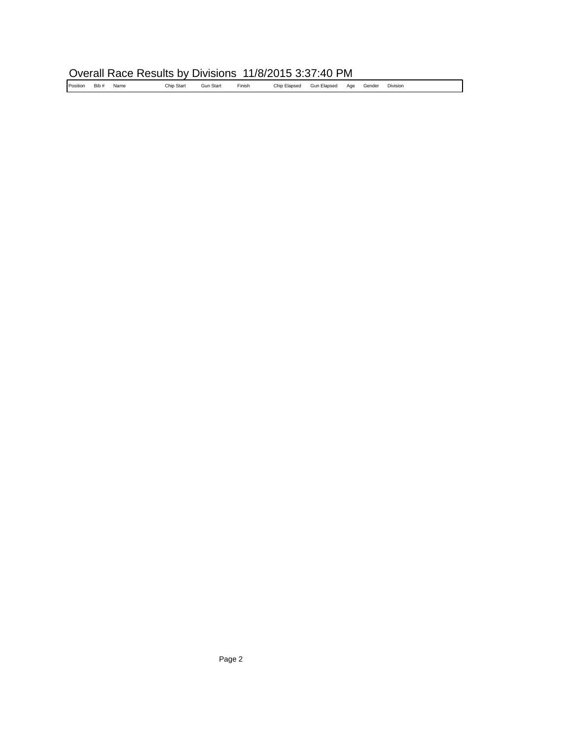# Overall Race Results by Divisions 11/8/2015 3:37:40 PM

| Position | Bib # | Name | Chip Start | Gun Start | Finish | Chip Elapsed | Gun Elapsed | Age | Gender | Division |
|---|---|---|---|---|---|---|---|---|---|---|